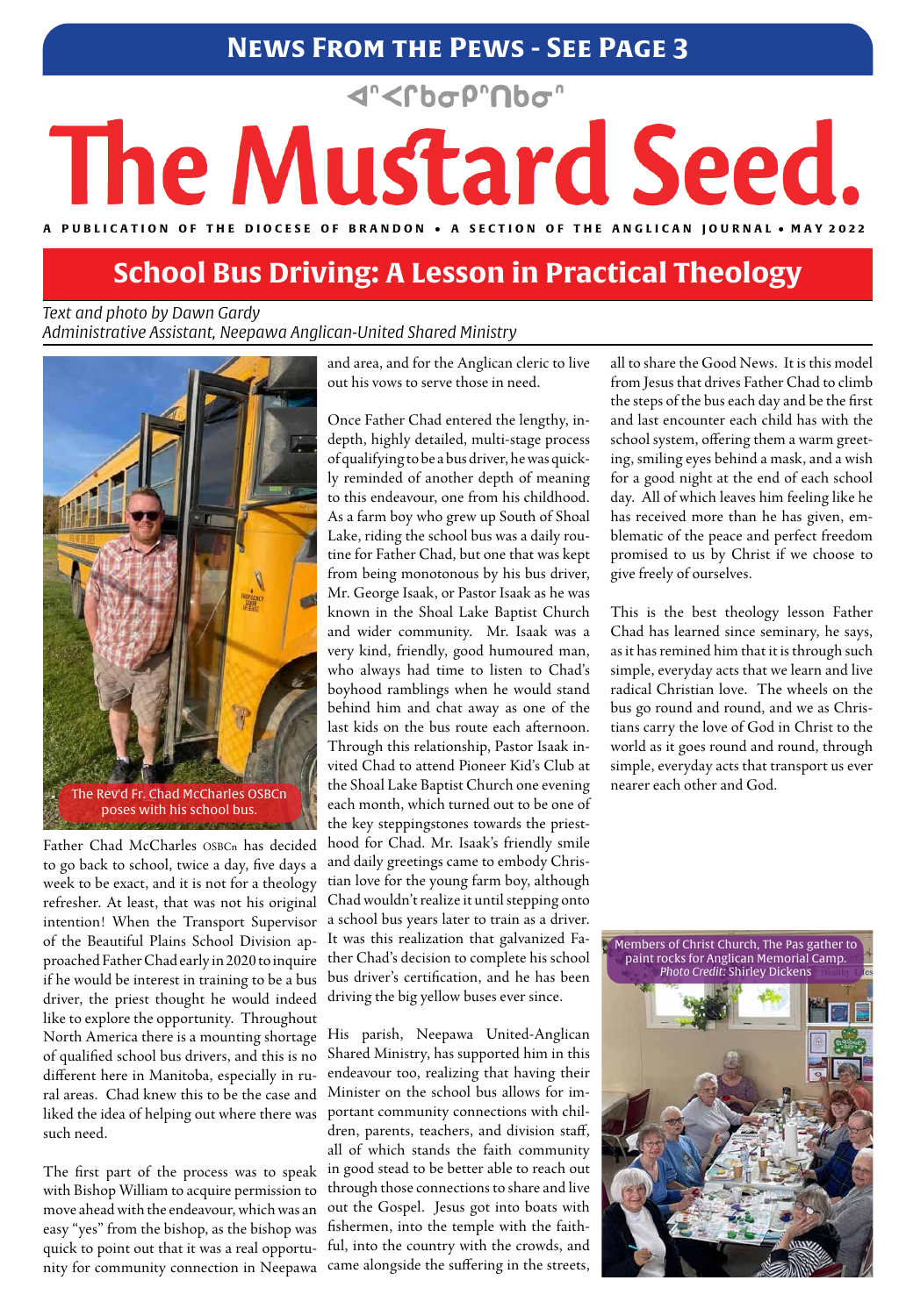# News From the Pews - See Page 3

ᐊᓐᐸᒋᑲᓂᑮᓐᑎᑲᓂᓐ

# The Mustard Seed.

A PUBLICATION OF THE DIOCESE OF BRANDON • A SECTION OF THE ANGLICAN JOURNAL • MAY 2022

## School Bus Driving: A Lesson in Practical Theology

*Text and photo by Dawn Gardy*
*Administrative Assistant, Neepawa Anglican-United Shared Ministry*

The Rev'd Fr. Chad McCharles OSBCn poses with his school bus.

Father Chad McCharles OSBCn has decided to go back to school, twice a day, five days a week to be exact, and it is not for a theology refresher. At least, that was not his original intention! When the Transport Supervisor of the Beautiful Plains School Division approached Father Chad early in 2020 to inquire if he would be interest in training to be a bus driver, the priest thought he would indeed like to explore the opportunity. Throughout North America there is a mounting shortage of qualified school bus drivers, and this is no different here in Manitoba, especially in rural areas. Chad knew this to be the case and liked the idea of helping out where there was such need.

The first part of the process was to speak with Bishop William to acquire permission to move ahead with the endeavour, which was an easy "yes" from the bishop, as the bishop was quick to point out that it was a real opportunity for community connection in Neepawa and area, and for the Anglican cleric to live out his vows to serve those in need.

Once Father Chad entered the lengthy, in-depth, highly detailed, multi-stage process of qualifying to be a bus driver, he was quickly reminded of another depth of meaning to this endeavour, one from his childhood. As a farm boy who grew up South of Shoal Lake, riding the school bus was a daily routine for Father Chad, but one that was kept from being monotonous by his bus driver, Mr. George Isaak, or Pastor Isaak as he was known in the Shoal Lake Baptist Church and wider community. Mr. Isaak was a very kind, friendly, good humoured man, who always had time to listen to Chad's boyhood ramblings when he would stand behind him and chat away as one of the last kids on the bus route each afternoon. Through this relationship, Pastor Isaak invited Chad to attend Pioneer Kid's Club at the Shoal Lake Baptist Church one evening each month, which turned out to be one of the key steppingstones towards the priesthood for Chad. Mr. Isaak's friendly smile and daily greetings came to embody Christian love for the young farm boy, although Chad wouldn't realize it until stepping onto a school bus years later to train as a driver. It was this realization that galvanized Father Chad's decision to complete his school bus driver's certification, and he has been driving the big yellow buses ever since.

His parish, Neepawa United-Anglican Shared Ministry, has supported him in this endeavour too, realizing that having their Minister on the school bus allows for important community connections with children, parents, teachers, and division staff, all of which stands the faith community in good stead to be better able to reach out through those connections to share and live out the Gospel. Jesus got into boats with fishermen, into the temple with the faithful, into the country with the crowds, and came alongside the suffering in the streets, all to share the Good News. It is this model from Jesus that drives Father Chad to climb the steps of the bus each day and be the first and last encounter each child has with the school system, offering them a warm greeting, smiling eyes behind a mask, and a wish for a good night at the end of each school day. All of which leaves him feeling like he has received more than he has given, emblematic of the peace and perfect freedom promised to us by Christ if we choose to give freely of ourselves.

This is the best theology lesson Father Chad has learned since seminary, he says, as it has remined him that it is through such simple, everyday acts that we learn and live radical Christian love. The wheels on the bus go round and round, and we as Christians carry the love of God in Christ to the world as it goes round and round, through simple, everyday acts that transport us ever nearer each other and God.

Members of Christ Church, The Pas gather to paint rocks for Anglican Memorial Camp. *Photo Credit:* Shirley Dickens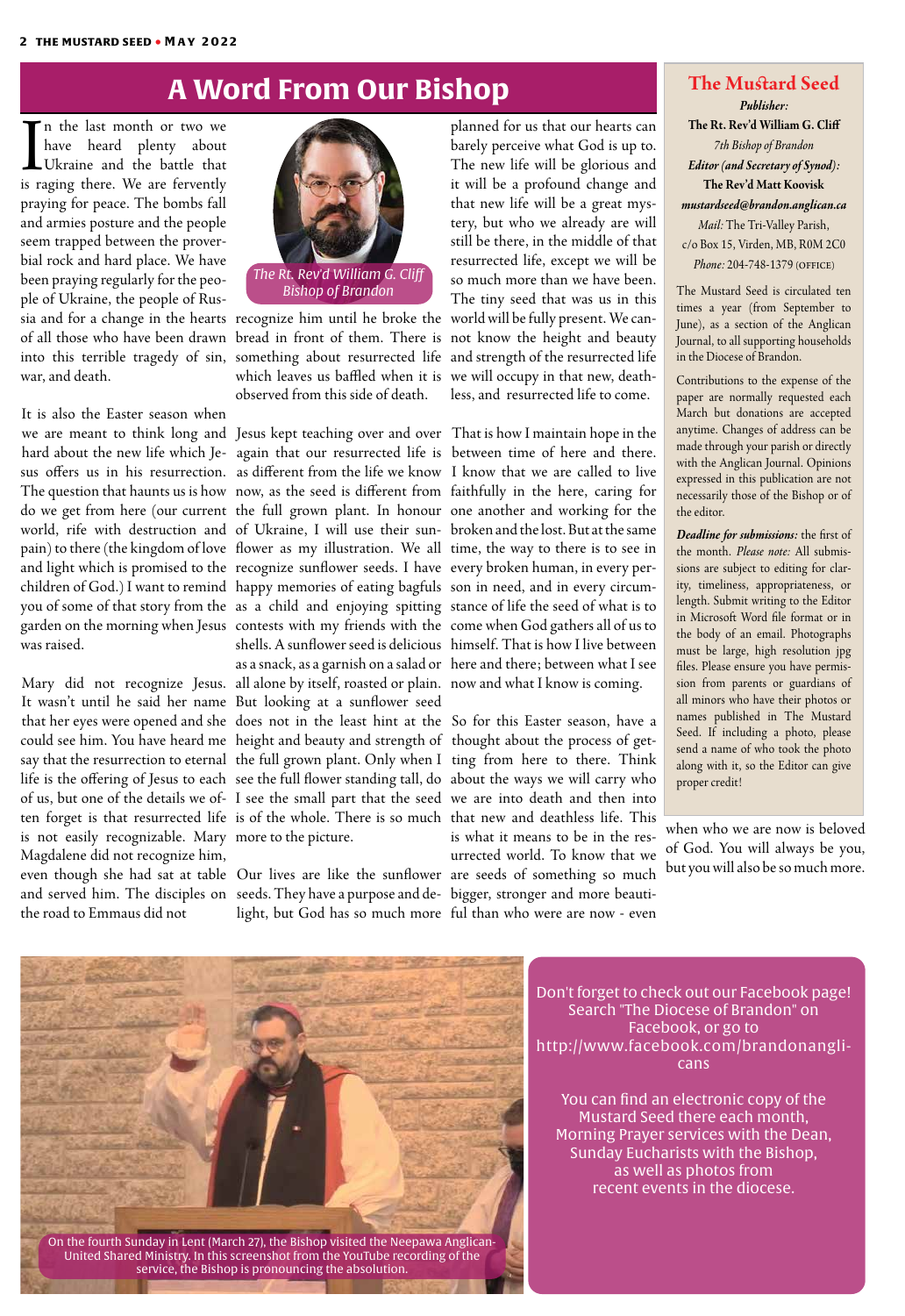# A Word From Our Bishop

In the last month or two we have heard plenty about Ukraine and the battle that is raging there. We are fervently praying for peace. The bombs fall and armies posture and the people seem trapped between the proverbial rock and hard place. We have been praying regularly for the people of Ukraine, the people of Russia and for a change in the hearts of all those who have been drawn into this terrible tragedy of sin, war, and death.

The Rt. Rev'd William G. Cliff
Bishop of Brandon

It is also the Easter season when we are meant to think long and hard about the new life which Jesus offers us in his resurrection. The question that haunts us is how do we get from here (our current world, rife with destruction and pain) to there (the kingdom of love and light which is promised to the children of God.) I want to remind you of some of that story from the garden on the morning when Jesus was raised.

Mary did not recognize Jesus. It wasn't until he said her name that her eyes were opened and she could see him. You have heard me say that the resurrection to eternal life is the offering of Jesus to each of us, but one of the details we often forget is that resurrected life is not easily recognizable. Mary Magdalene did not recognize him, even though she had sat at table and served him. The disciples on the road to Emmaus did not recognize him until he broke the bread in front of them. There is something about resurrected life which leaves us baffled when it is observed from this side of death.

Jesus kept teaching over and over again that our resurrected life is as different from the life we know now, as the seed is different from the full grown plant. In honour of Ukraine, I will use their sunflower as my illustration. We all recognize sunflower seeds. I have happy memories of eating bagfuls as a child and enjoying spitting contests with my friends with the shells. A sunflower seed is delicious as a snack, as a garnish on a salad or all alone by itself, roasted or plain. But looking at a sunflower seed does not in the least hint at the height and beauty and strength of the full grown plant. Only when I see the full flower standing tall, do I see the small part that the seed is of the whole. There is so much more to the picture.

Our lives are like the sunflower seeds. They have a purpose and delight, but God has so much more planned for us that our hearts can barely perceive what God is up to. The new life will be glorious and it will be a profound change and that new life will be a great mystery, but who we already are will still be there, in the middle of that resurrected life, except we will be so much more than we have been. The tiny seed that was us in this world will be fully present. We cannot know the height and beauty and strength of the resurrected life we will occupy in that new, deathless, and resurrected life to come.

That is how I maintain hope in the between time of here and there. I know that we are called to live faithfully in the here, caring for one another and working for the broken and the lost. But at the same time, the way to there is to see in every broken human, in every person in need, and in every circumstance of life the seed of what is to come when God gathers all of us to himself. That is how I live between here and there; between what I see now and what I know is coming.

So for this Easter season, have a thought about the process of getting from here to there. Think about the ways we will carry who we are into death and then into that new and deathless life. This is what it means to be in the resurrected world. To know that we are seeds of something so much bigger, stronger and more beautiful than who were are now - even when who we are now is beloved of God. You will always be you, but you will also be so much more.

## The Mustard Seed

*Publisher:*
**The Rt. Rev'd William G. Cliff**
*7th Bishop of Brandon*
***Editor (and Secretary of Synod):***
**The Rev'd Matt Koovisk**
***mustardseed@brandon.anglican.ca***
*Mail:* The Tri-Valley Parish,
c/o Box 15, Virden, MB, R0M 2C0
*Phone:* 204-748-1379 (OFFICE)

The Mustard Seed is circulated ten times a year (from September to June), as a section of the Anglican Journal, to all supporting households in the Diocese of Brandon.

Contributions to the expense of the paper are normally requested each March but donations are accepted anytime. Changes of address can be made through your parish or directly with the Anglican Journal. Opinions expressed in this publication are not necessarily those of the Bishop or of the editor.

***Deadline for submissions:*** the first of the month. *Please note:* All submissions are subject to editing for clarity, timeliness, appropriateness, or length. Submit writing to the Editor in Microsoft Word file format or in the body of an email. Photographs must be large, high resolution jpg files. Please ensure you have permission from parents or guardians of all minors who have their photos or names published in The Mustard Seed. If including a photo, please send a name of who took the photo along with it, so the Editor can give proper credit!

On the fourth Sunday in Lent (March 27), the Bishop visited the Neepawa Anglican-United Shared Ministry. In this screenshot from the YouTube recording of the service, the Bishop is pronouncing the absolution.

Don't forget to check out our Facebook page! Search "The Diocese of Brandon" on Facebook, or go to http://www.facebook.com/brandonanglicans

You can find an electronic copy of the Mustard Seed there each month, Morning Prayer services with the Dean, Sunday Eucharists with the Bishop, as well as photos from recent events in the diocese.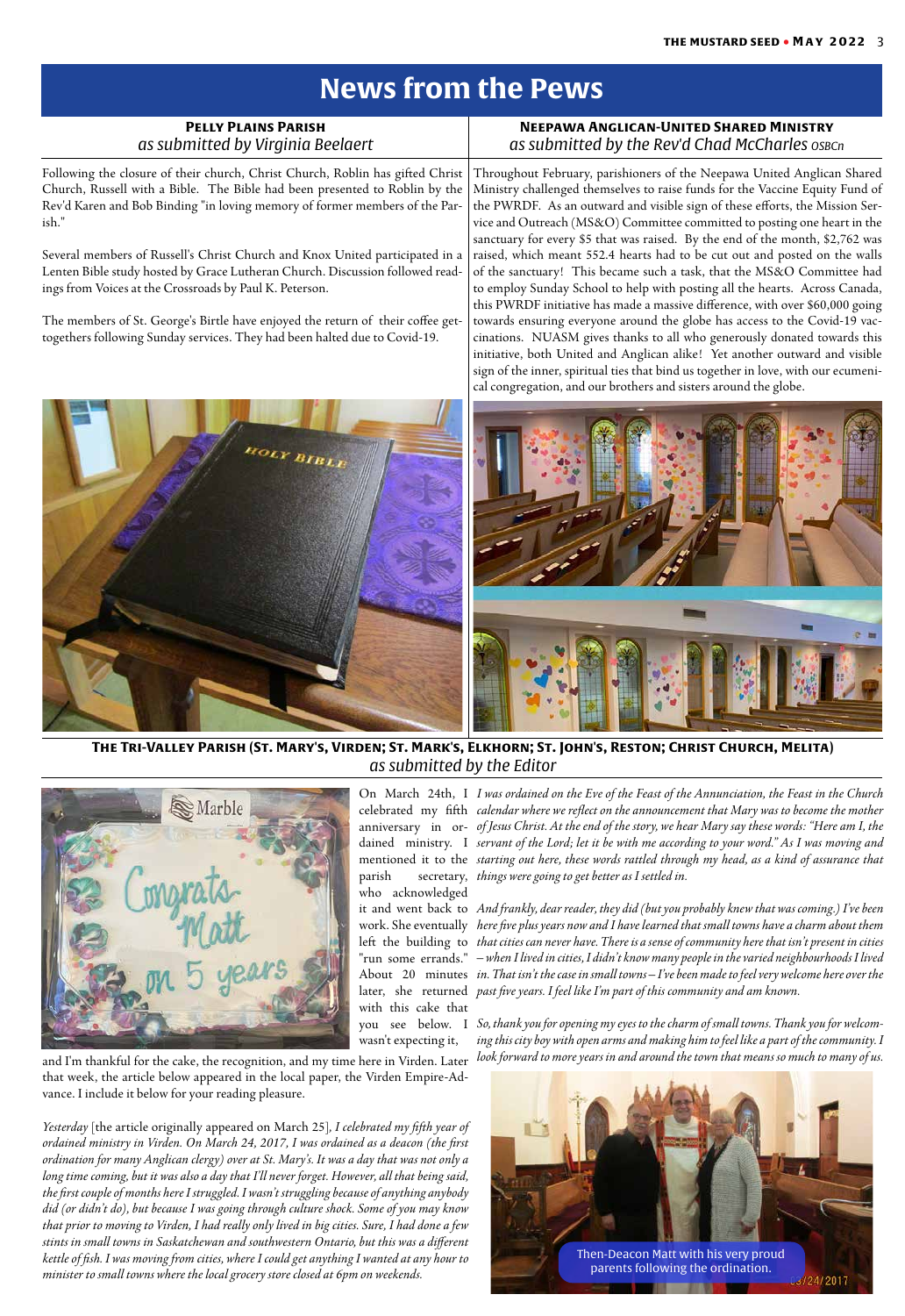# News from the Pews

## Pelly Plains Parish
*as submitted by Virginia Beelaert*

Following the closure of their church, Christ Church, Roblin has gifted Christ Church, Russell with a Bible. The Bible had been presented to Roblin by the Rev'd Karen and Bob Binding "in loving memory of former members of the Parish."

Several members of Russell's Christ Church and Knox United participated in a Lenten Bible study hosted by Grace Lutheran Church. Discussion followed readings from Voices at the Crossroads by Paul K. Peterson.

The members of St. George's Birtle have enjoyed the return of their coffee get-togethers following Sunday services. They had been halted due to Covid-19.

## Neepawa Anglican-United Shared Ministry
*as submitted by the Rev'd Chad McCharles OSBCn*

Throughout February, parishioners of the Neepawa United Anglican Shared Ministry challenged themselves to raise funds for the Vaccine Equity Fund of the PWRDF. As an outward and visible sign of these efforts, the Mission Service and Outreach (MS&O) Committee committed to posting one heart in the sanctuary for every $5 that was raised. By the end of the month, $2,762 was raised, which meant 552.4 hearts had to be cut out and posted on the walls of the sanctuary! This became such a task, that the MS&O Committee had to employ Sunday School to help with posting all the hearts. Across Canada, this PWRDF initiative has made a massive difference, with over $60,000 going towards ensuring everyone around the globe has access to the Covid-19 vaccinations. NUASM gives thanks to all who generously donated towards this initiative, both United and Anglican alike! Yet another outward and visible sign of the inner, spiritual ties that bind us together in love, with our ecumenical congregation, and our brothers and sisters around the globe.

## The Tri-Valley Parish (St. Mary's, Virden; St. Mark's, Elkhorn; St. John's, Reston; Christ Church, Melita)
*as submitted by the Editor*

On March 24th, I celebrated my fifth anniversary in ordained ministry. I mentioned it to the parish secretary, who acknowledged it and went back to work. She eventually left the building to "run some errands." About 20 minutes later, she returned with this cake that you see below. I wasn't expecting it, and I'm thankful for the cake, the recognition, and my time here in Virden. Later that week, the article below appeared in the local paper, the Virden Empire-Advance. I include it below for your reading pleasure.

*Yesterday* [the article originally appeared on March 25], *I celebrated my fifth year of ordained ministry in Virden. On March 24, 2017, I was ordained as a deacon (the first ordination for many Anglican clergy) over at St. Mary's. It was a day that was not only a long time coming, but it was also a day that I'll never forget. However, all that being said, the first couple of months here I struggled. I wasn't struggling because of anything anybody did (or didn't do), but because I was going through culture shock. Some of you may know that prior to moving to Virden, I had really only lived in big cities. Sure, I had done a few stints in small towns in Saskatchewan and southwestern Ontario, but this was a different kettle of fish. I was moving from cities, where I could get anything I wanted at any hour to minister to small towns where the local grocery store closed at 6pm on weekends.*

*I was ordained on the Eve of the Feast of the Annunciation, the Feast in the Church calendar where we reflect on the announcement that Mary was to become the mother of Jesus Christ. At the end of the story, we hear Mary say these words: "Here am I, the servant of the Lord; let it be with me according to your word." As I was moving and starting out here, these words rattled through my head, as a kind of assurance that things were going to get better as I settled in.*

*And frankly, dear reader, they did (but you probably knew that was coming.) I've been here five plus years now and I have learned that small towns have a charm about them that cities can never have. There is a sense of community here that isn't present in cities – when I lived in cities, I didn't know many people in the varied neighbourhoods I lived in. That isn't the case in small towns – I've been made to feel very welcome here over the past five years. I feel like I'm part of this community and am known.*

*So, thank you for opening my eyes to the charm of small towns. Thank you for welcoming this city boy with open arms and making him to feel like a part of the community. I look forward to more years in and around the town that means so much to many of us.*

Then-Deacon Matt with his very proud parents following the ordination.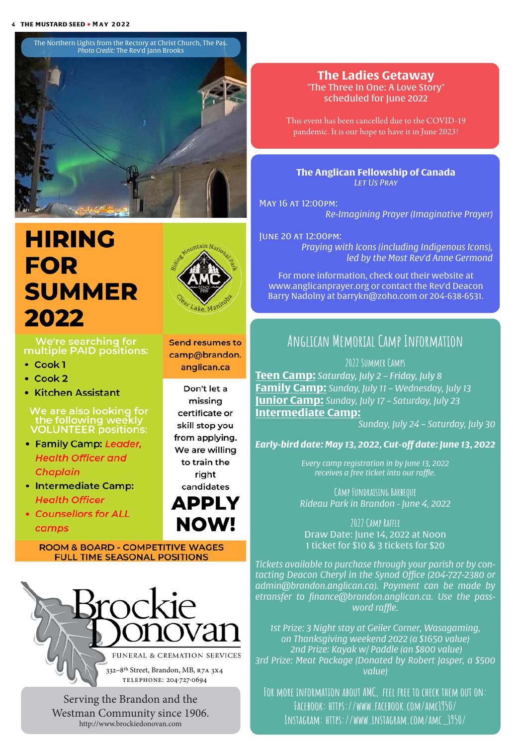The Northern Lights from the Rectory at Christ Church, The Pas. *Photo Credit:* The Rev'd Jann Brooks

# HIRING FOR SUMMER 2022

Riding Mountain National Park
AMC
SINCE 1950
Clear Lake, Manitoba

We're searching for multiple PAID positions:

- Cook 1
- Cook 2
- Kitchen Assistant

We are also looking for the following weekly VOLUNTEER positions:

- Family Camp: *Leader, Health Officer and Chaplain*
- Intermediate Camp: *Health Officer*
- *Counsellors for ALL camps*

Send resumes to camp@brandon.anglican.ca

Don't let a missing certificate or skill stop you from applying. We are willing to train the right candidates

**APPLY NOW!**

**ROOM & BOARD - COMPETITIVE WAGES**
**FULL TIME SEASONAL POSITIONS**

Brockie Donovan
FUNERAL & CREMATION SERVICES
332–8th Street, Brandon, MB, R7A 3X4
TELEPHONE: 204·727·0694

Serving the Brandon and the Westman Community since 1906.
http://www.brockiedonovan.com

## The Ladies Getaway

"The Three In One: A Love Story"
scheduled for June 2022

This event has been cancelled due to the COVID-19 pandemic. It is our hope to have it in June 2023!

## The Anglican Fellowship of Canada

*Let Us Pray*

May 16 at 12:00pm:
*Re-Imagining Prayer (Imaginative Prayer)*

June 20 at 12:00pm:
*Praying with Icons (including Indigenous Icons), led by the Most Rev'd Anne Germond*

For more information, check out their website at www.anglicanprayer.org or contact the Rev'd Deacon Barry Nadolny at barrykn@zoho.com or 204-638-6531.

## Anglican Memorial Camp Information

### 2022 Summer Camps

**Teen Camp:** *Saturday, July 2 – Friday, July 8*
**Family Camp:** *Sunday, July 11 – Wednesday, July 13*
**Junior Camp:** *Sunday, July 17 – Saturday, July 23*
**Intermediate Camp:** *Sunday, July 24 – Saturday, July 30*

***Early-bird date: May 13, 2022, Cut-off date: June 13, 2022***

*Every camp registration in by June 13, 2022 receives a free ticket into our raffle.*

### Camp Fundraising Barbeque

*Rideau Park in Brandon - June 4, 2022*

### 2022 Camp Raffle

Draw Date: June 14, 2022 at Noon
1 ticket for $10 & 3 tickets for $20

*Tickets available to purchase through your parish or by contacting Deacon Cheryl in the Synod Office (204-727-2380 or admin@brandon.anglican.ca). Payment can be made by etransfer to finance@brandon.anglican.ca. Use the password raffle.*

*1st Prize: 3 Night stay at Geiler Corner, Wasagaming, on Thanksgiving weekend 2022 (a $1650 value)*
*2nd Prize: Kayak w/ Paddle (an $800 value)*
*3rd Prize: Meat Package (Donated by Robert Jasper, a $500 value)*

For more information about AMC, feel free to check them out on:
Facebook: https://www.facebook.com/amc1950/
Instagram: https://www.instagram.com/amc_1950/